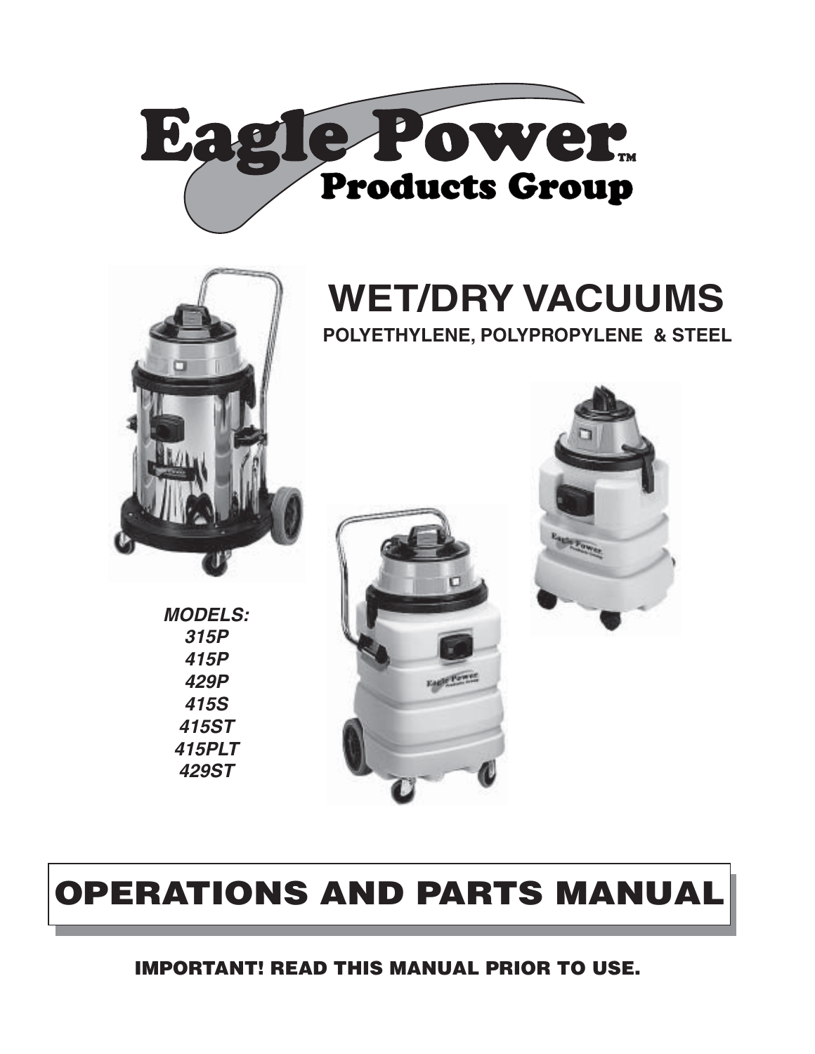# Eagle Power™ Products Group

# WET/DRY VACUUMS

**POLYETHYLENE, POLYPROPYLENE & STEEL**

***MODELS:***
***315P***
***415P***
***429P***
***415S***
***415ST***
***415PLT***
***429ST***

# OPERATIONS AND PARTS MANUAL

**IMPORTANT! READ THIS MANUAL PRIOR TO USE.**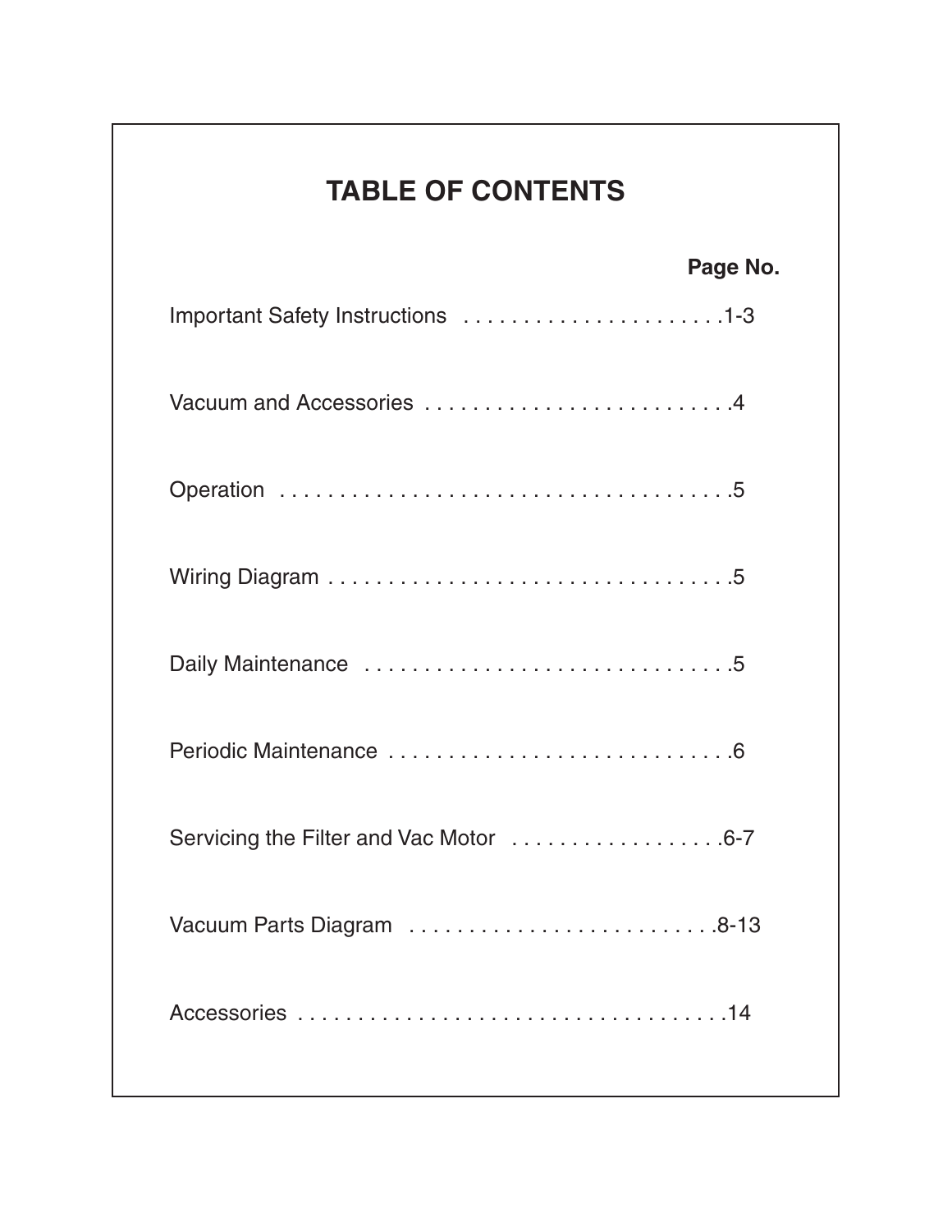# TABLE OF CONTENTS

| | Page No. |
|---|---|
| Important Safety Instructions | 1-3 |
| Vacuum and Accessories | 4 |
| Operation | 5 |
| Wiring Diagram | 5 |
| Daily Maintenance | 5 |
| Periodic Maintenance | 6 |
| Servicing the Filter and Vac Motor | 6-7 |
| Vacuum Parts Diagram | 8-13 |
| Accessories | 14 |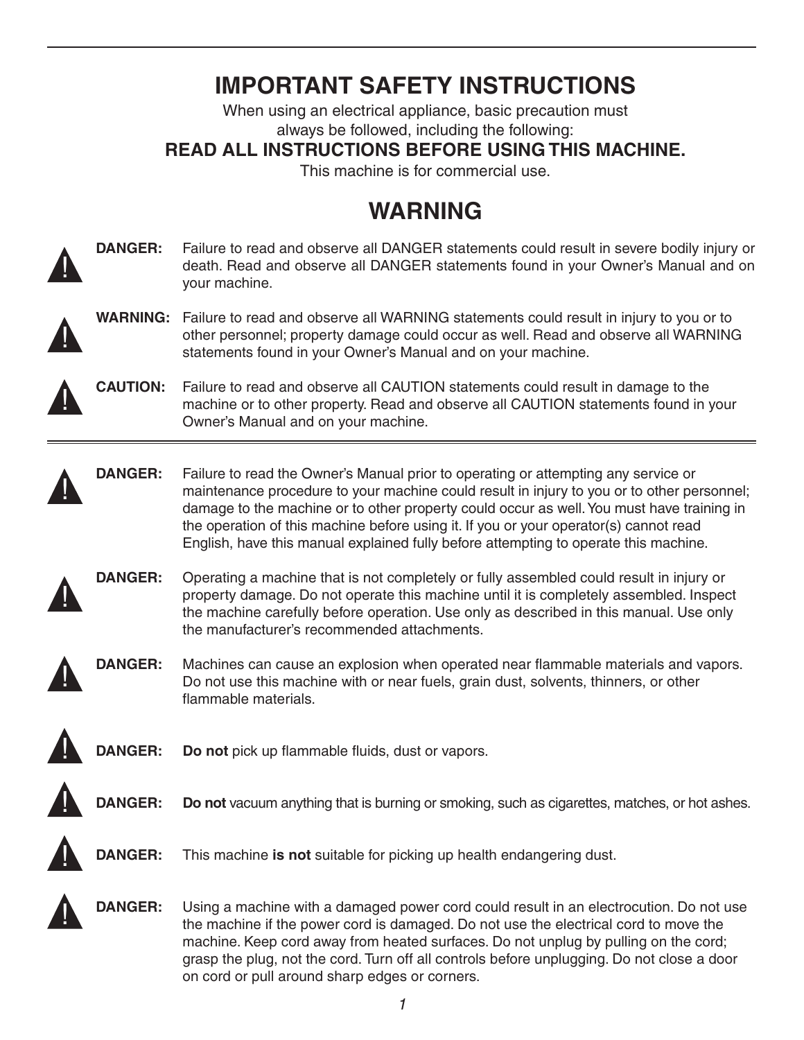# IMPORTANT SAFETY INSTRUCTIONS

When using an electrical appliance, basic precaution must always be followed, including the following:

**READ ALL INSTRUCTIONS BEFORE USING THIS MACHINE.**

This machine is for commercial use.

## WARNING

**DANGER:** Failure to read and observe all DANGER statements could result in severe bodily injury or death. Read and observe all DANGER statements found in your Owner's Manual and on your machine.

**WARNING:** Failure to read and observe all WARNING statements could result in injury to you or to other personnel; property damage could occur as well. Read and observe all WARNING statements found in your Owner's Manual and on your machine.

**CAUTION:** Failure to read and observe all CAUTION statements could result in damage to the machine or to other property. Read and observe all CAUTION statements found in your Owner's Manual and on your machine.

---

**DANGER:** Failure to read the Owner's Manual prior to operating or attempting any service or maintenance procedure to your machine could result in injury to you or to other personnel; damage to the machine or to other property could occur as well. You must have training in the operation of this machine before using it. If you or your operator(s) cannot read English, have this manual explained fully before attempting to operate this machine.

**DANGER:** Operating a machine that is not completely or fully assembled could result in injury or property damage. Do not operate this machine until it is completely assembled. Inspect the machine carefully before operation. Use only as described in this manual. Use only the manufacturer's recommended attachments.

**DANGER:** Machines can cause an explosion when operated near flammable materials and vapors. Do not use this machine with or near fuels, grain dust, solvents, thinners, or other flammable materials.

**DANGER:** **Do not** pick up flammable fluids, dust or vapors.

**DANGER:** **Do not** vacuum anything that is burning or smoking, such as cigarettes, matches, or hot ashes.

**DANGER:** This machine **is not** suitable for picking up health endangering dust.

**DANGER:** Using a machine with a damaged power cord could result in an electrocution. Do not use the machine if the power cord is damaged. Do not use the electrical cord to move the machine. Keep cord away from heated surfaces. Do not unplug by pulling on the cord; grasp the plug, not the cord. Turn off all controls before unplugging. Do not close a door on cord or pull around sharp edges or corners.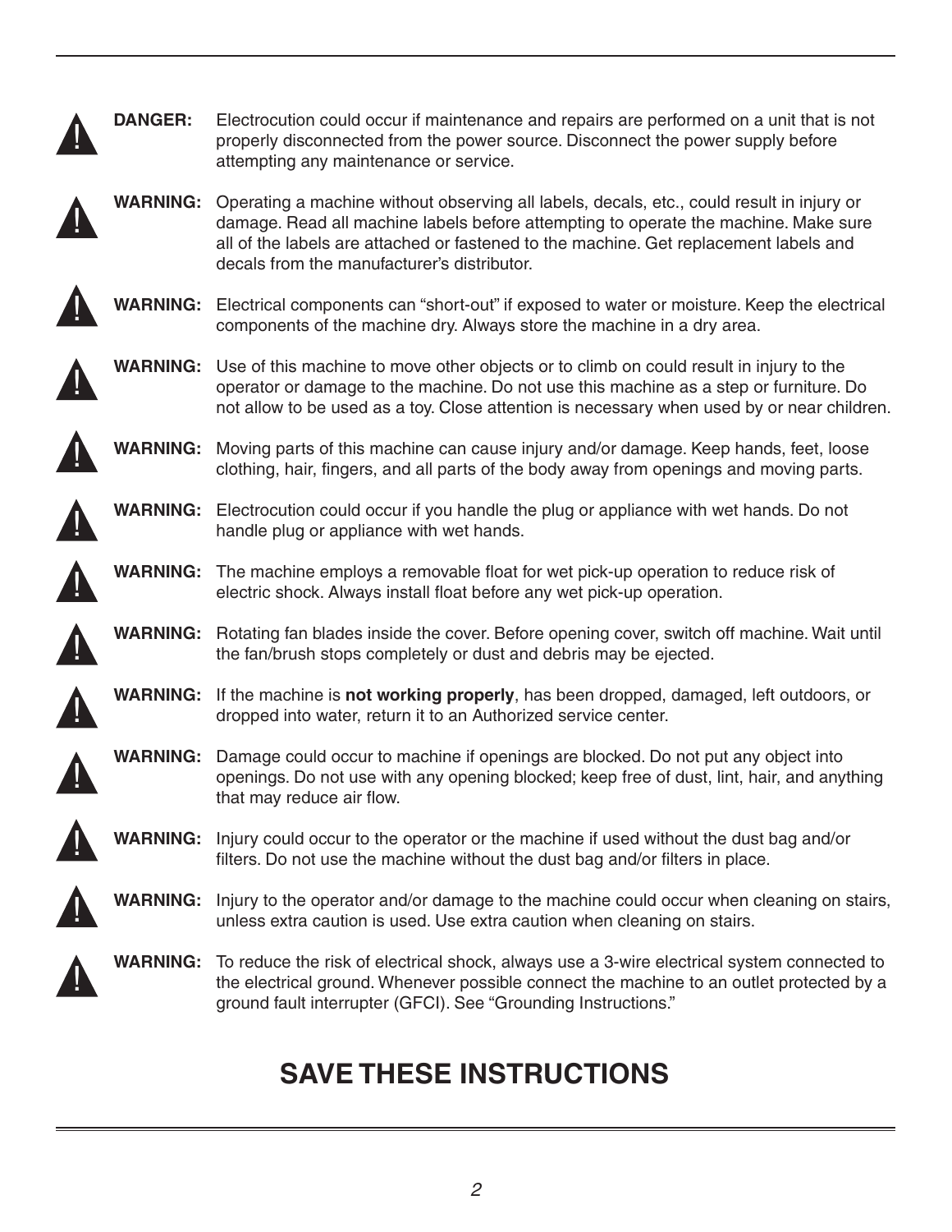**DANGER:** Electrocution could occur if maintenance and repairs are performed on a unit that is not properly disconnected from the power source. Disconnect the power supply before attempting any maintenance or service.

**WARNING:** Operating a machine without observing all labels, decals, etc., could result in injury or damage. Read all machine labels before attempting to operate the machine. Make sure all of the labels are attached or fastened to the machine. Get replacement labels and decals from the manufacturer's distributor.

**WARNING:** Electrical components can "short-out" if exposed to water or moisture. Keep the electrical components of the machine dry. Always store the machine in a dry area.

**WARNING:** Use of this machine to move other objects or to climb on could result in injury to the operator or damage to the machine. Do not use this machine as a step or furniture. Do not allow to be used as a toy. Close attention is necessary when used by or near children.

**WARNING:** Moving parts of this machine can cause injury and/or damage. Keep hands, feet, loose clothing, hair, fingers, and all parts of the body away from openings and moving parts.

**WARNING:** Electrocution could occur if you handle the plug or appliance with wet hands. Do not handle plug or appliance with wet hands.

**WARNING:** The machine employs a removable float for wet pick-up operation to reduce risk of electric shock. Always install float before any wet pick-up operation.

**WARNING:** Rotating fan blades inside the cover. Before opening cover, switch off machine. Wait until the fan/brush stops completely or dust and debris may be ejected.

**WARNING:** If the machine is **not working properly**, has been dropped, damaged, left outdoors, or dropped into water, return it to an Authorized service center.

**WARNING:** Damage could occur to machine if openings are blocked. Do not put any object into openings. Do not use with any opening blocked; keep free of dust, lint, hair, and anything that may reduce air flow.

**WARNING:** Injury could occur to the operator or the machine if used without the dust bag and/or filters. Do not use the machine without the dust bag and/or filters in place.

**WARNING:** Injury to the operator and/or damage to the machine could occur when cleaning on stairs, unless extra caution is used. Use extra caution when cleaning on stairs.

**WARNING:** To reduce the risk of electrical shock, always use a 3-wire electrical system connected to the electrical ground. Whenever possible connect the machine to an outlet protected by a ground fault interrupter (GFCI). See "Grounding Instructions."

## SAVE THESE INSTRUCTIONS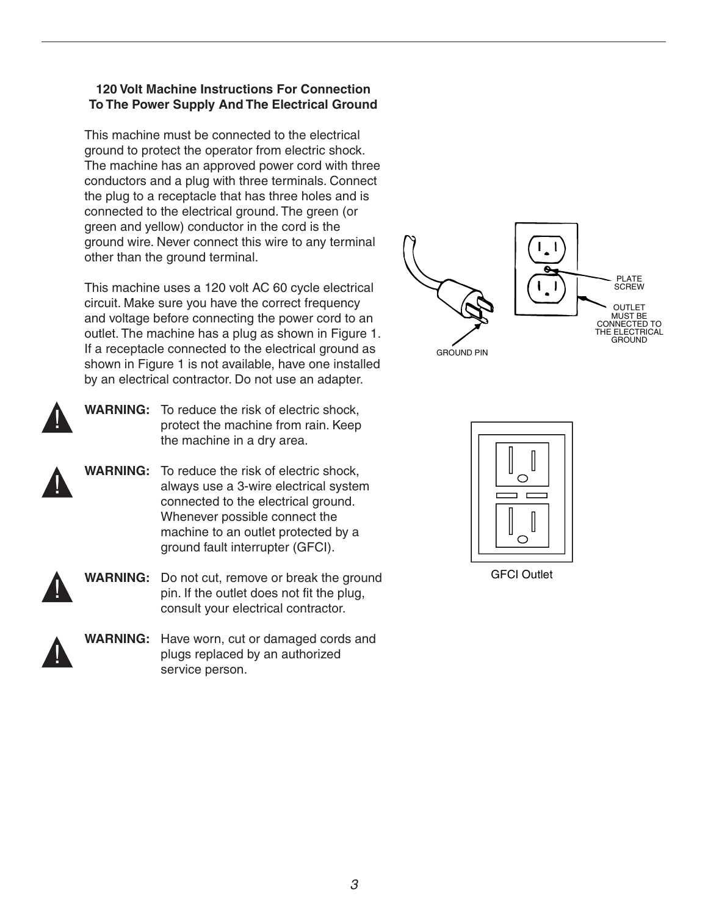### 120 Volt Machine Instructions For Connection To The Power Supply And The Electrical Ground

This machine must be connected to the electrical ground to protect the operator from electric shock. The machine has an approved power cord with three conductors and a plug with three terminals. Connect the plug to a receptacle that has three holes and is connected to the electrical ground. The green (or green and yellow) conductor in the cord is the ground wire. Never connect this wire to any terminal other than the ground terminal.

This machine uses a 120 volt AC 60 cycle electrical circuit. Make sure you have the correct frequency and voltage before connecting the power cord to an outlet. The machine has a plug as shown in Figure 1. If a receptacle connected to the electrical ground as shown in Figure 1 is not available, have one installed by an electrical contractor. Do not use an adapter.

PLATE SCREW

OUTLET MUST BE CONNECTED TO THE ELECTRICAL GROUND

GROUND PIN

**WARNING:** To reduce the risk of electric shock, protect the machine from rain. Keep the machine in a dry area.

**WARNING:** To reduce the risk of electric shock, always use a 3-wire electrical system connected to the electrical ground. Whenever possible connect the machine to an outlet protected by a ground fault interrupter (GFCI).

**WARNING:** Do not cut, remove or break the ground pin. If the outlet does not fit the plug, consult your electrical contractor.

**WARNING:** Have worn, cut or damaged cords and plugs replaced by an authorized service person.

GFCI Outlet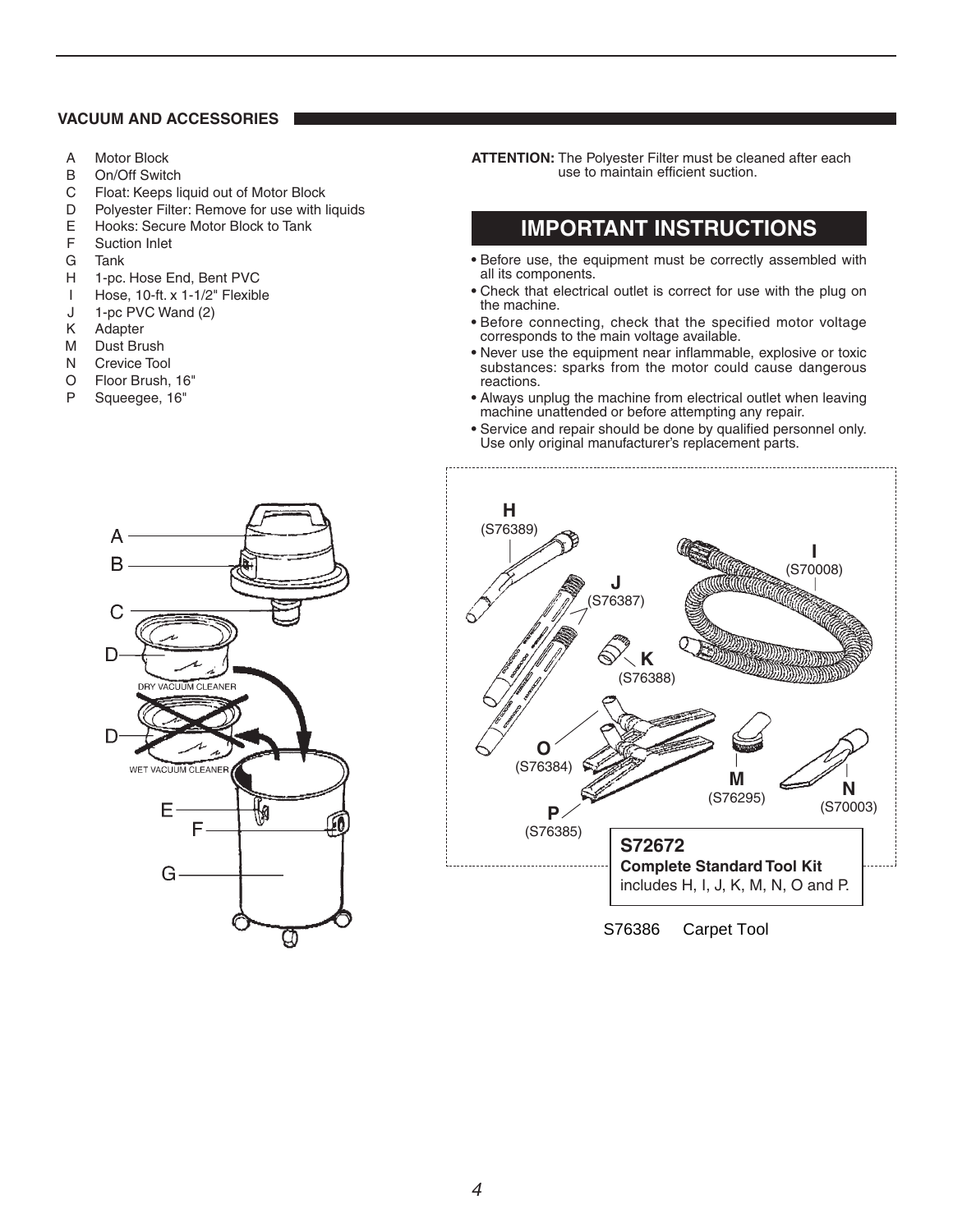## VACUUM AND ACCESSORIES

- A Motor Block
- B On/Off Switch
- C Float: Keeps liquid out of Motor Block
- D Polyester Filter: Remove for use with liquids
- E Hooks: Secure Motor Block to Tank
- F Suction Inlet
- G Tank
- H 1-pc. Hose End, Bent PVC
- I Hose, 10-ft. x 1-1/2" Flexible
- J 1-pc PVC Wand (2)
- K Adapter
- M Dust Brush
- N Crevice Tool
- O Floor Brush, 16"
- P Squeegee, 16"

**ATTENTION:** The Polyester Filter must be cleaned after each use to maintain efficient suction.

## IMPORTANT INSTRUCTIONS

- Before use, the equipment must be correctly assembled with all its components.
- Check that electrical outlet is correct for use with the plug on the machine.
- Before connecting, check that the specified motor voltage corresponds to the main voltage available.
- Never use the equipment near inflammable, explosive or toxic substances: sparks from the motor could cause dangerous reactions.
- Always unplug the machine from electrical outlet when leaving machine unattended or before attempting any repair.
- Service and repair should be done by qualified personnel only. Use only original manufacturer's replacement parts.

A B C D DRY VACUUM CLEANER D WET VACUUM CLEANER E F G

H (S76389)
I (S70008)
J (S76387)
K (S76388)
O (S76384)
M (S76295)
N (S70003)
P (S76385)

**S72672**
**Complete Standard Tool Kit**
includes H, I, J, K, M, N, O and P.

S76386 Carpet Tool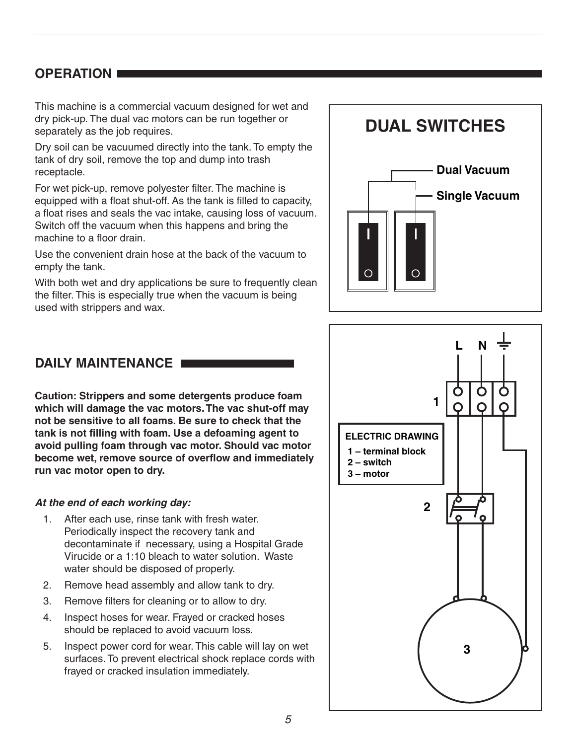## OPERATION

This machine is a commercial vacuum designed for wet and dry pick-up. The dual vac motors can be run together or separately as the job requires.

Dry soil can be vacuumed directly into the tank. To empty the tank of dry soil, remove the top and dump into trash receptacle.

For wet pick-up, remove polyester filter. The machine is equipped with a float shut-off. As the tank is filled to capacity, a float rises and seals the vac intake, causing loss of vacuum. Switch off the vacuum when this happens and bring the machine to a floor drain.

Use the convenient drain hose at the back of the vacuum to empty the tank.

With both wet and dry applications be sure to frequently clean the filter. This is especially true when the vacuum is being used with strippers and wax.

**DUAL SWITCHES**

Dual Vacuum

Single Vacuum

ELECTRIC DRAWING

1 – terminal block
2 – switch
3 – motor

## DAILY MAINTENANCE

**Caution: Strippers and some detergents produce foam which will damage the vac motors. The vac shut-off may not be sensitive to all foams. Be sure to check that the tank is not filling with foam. Use a defoaming agent to avoid pulling foam through vac motor. Should vac motor become wet, remove source of overflow and immediately run vac motor open to dry.**

***At the end of each working day:***

1. After each use, rinse tank with fresh water. Periodically inspect the recovery tank and decontaminate if necessary, using a Hospital Grade Virucide or a 1:10 bleach to water solution. Waste water should be disposed of properly.
2. Remove head assembly and allow tank to dry.
3. Remove filters for cleaning or to allow to dry.
4. Inspect hoses for wear. Frayed or cracked hoses should be replaced to avoid vacuum loss.
5. Inspect power cord for wear. This cable will lay on wet surfaces. To prevent electrical shock replace cords with frayed or cracked insulation immediately.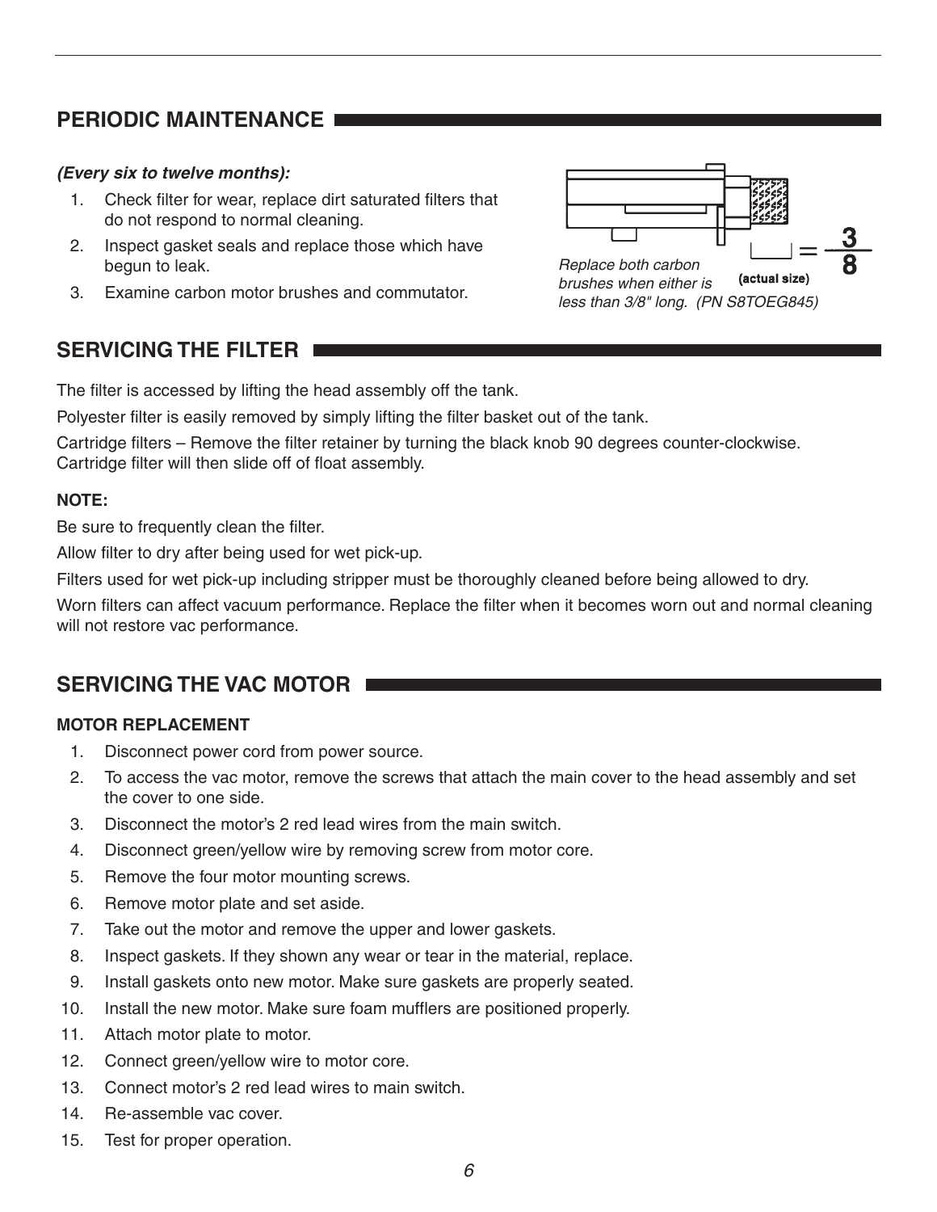## PERIODIC MAINTENANCE

***(Every six to twelve months):***

1. Check filter for wear, replace dirt saturated filters that do not respond to normal cleaning.
2. Inspect gasket seals and replace those which have begun to leak.
3. Examine carbon motor brushes and commutator.

(actual size) = 3/8

*Replace both carbon brushes when either is less than 3/8" long. (PN S8TOEG845)*

## SERVICING THE FILTER

The filter is accessed by lifting the head assembly off the tank.

Polyester filter is easily removed by simply lifting the filter basket out of the tank.

Cartridge filters – Remove the filter retainer by turning the black knob 90 degrees counter-clockwise. Cartridge filter will then slide off of float assembly.

**NOTE:**

Be sure to frequently clean the filter.

Allow filter to dry after being used for wet pick-up.

Filters used for wet pick-up including stripper must be thoroughly cleaned before being allowed to dry.

Worn filters can affect vacuum performance. Replace the filter when it becomes worn out and normal cleaning will not restore vac performance.

## SERVICING THE VAC MOTOR

**MOTOR REPLACEMENT**

1. Disconnect power cord from power source.
2. To access the vac motor, remove the screws that attach the main cover to the head assembly and set the cover to one side.
3. Disconnect the motor's 2 red lead wires from the main switch.
4. Disconnect green/yellow wire by removing screw from motor core.
5. Remove the four motor mounting screws.
6. Remove motor plate and set aside.
7. Take out the motor and remove the upper and lower gaskets.
8. Inspect gaskets. If they shown any wear or tear in the material, replace.
9. Install gaskets onto new motor. Make sure gaskets are properly seated.
10. Install the new motor. Make sure foam mufflers are positioned properly.
11. Attach motor plate to motor.
12. Connect green/yellow wire to motor core.
13. Connect motor's 2 red lead wires to main switch.
14. Re-assemble vac cover.
15. Test for proper operation.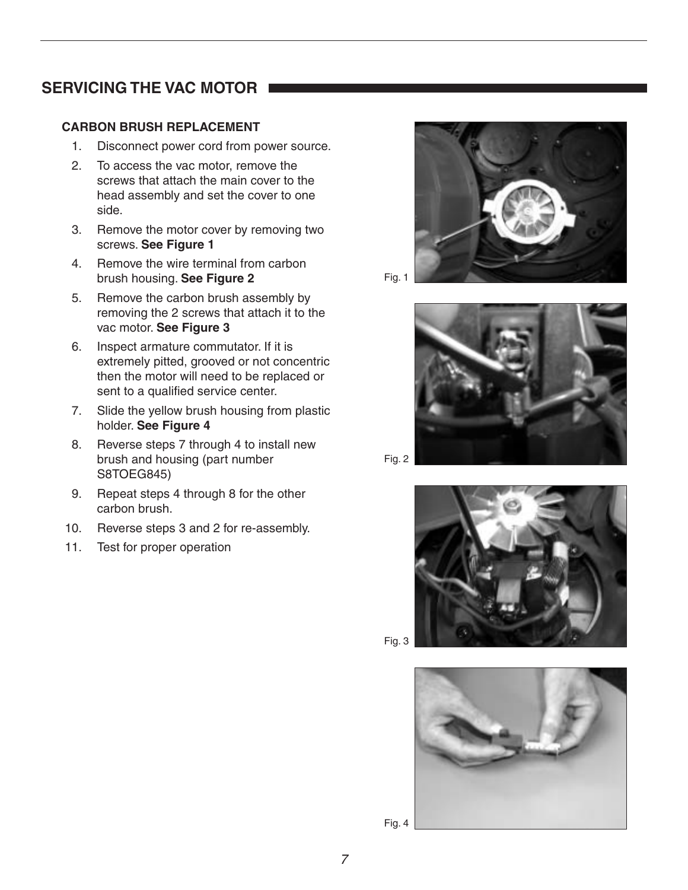## SERVICING THE VAC MOTOR

### CARBON BRUSH REPLACEMENT

1. Disconnect power cord from power source.
2. To access the vac motor, remove the screws that attach the main cover to the head assembly and set the cover to one side.
3. Remove the motor cover by removing two screws. **See Figure 1**
4. Remove the wire terminal from carbon brush housing. **See Figure 2**
5. Remove the carbon brush assembly by removing the 2 screws that attach it to the vac motor. **See Figure 3**
6. Inspect armature commutator. If it is extremely pitted, grooved or not concentric then the motor will need to be replaced or sent to a qualified service center.
7. Slide the yellow brush housing from plastic holder. **See Figure 4**
8. Reverse steps 7 through 4 to install new brush and housing (part number S8TOEG845)
9. Repeat steps 4 through 8 for the other carbon brush.
10. Reverse steps 3 and 2 for re-assembly.
11. Test for proper operation

Fig. 1

Fig. 2

Fig. 3

Fig. 4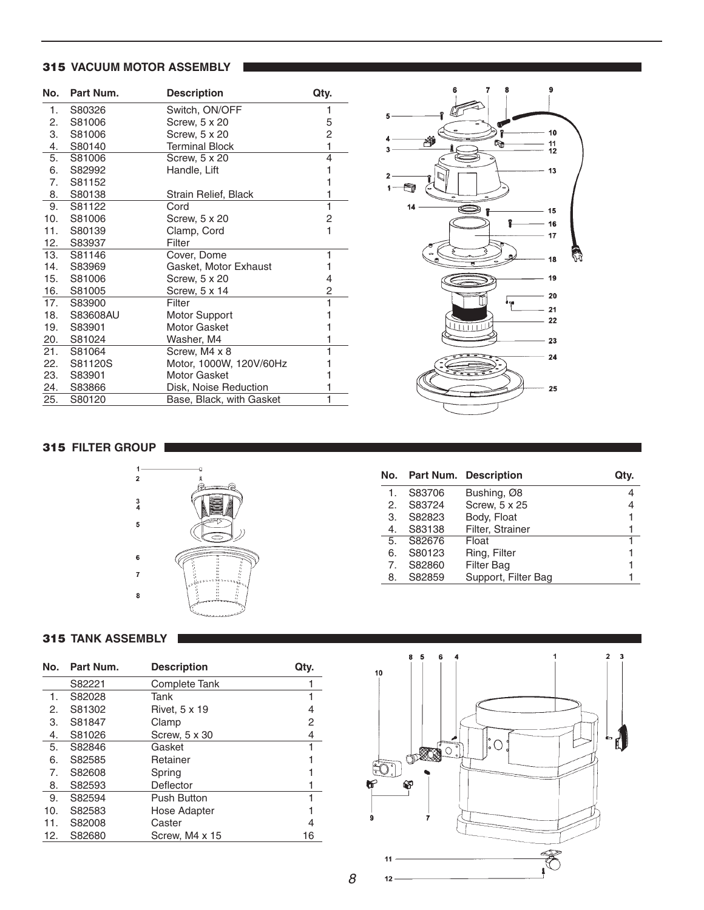## 315 VACUUM MOTOR ASSEMBLY

| No. | Part Num. | Description | Qty. |
|---|---|---|---|
| 1. | S80326 | Switch, ON/OFF | 1 |
| 2. | S81006 | Screw, 5 x 20 | 5 |
| 3. | S81006 | Screw, 5 x 20 | 2 |
| 4. | S80140 | Terminal Block | 1 |
| 5. | S81006 | Screw, 5 x 20 | 4 |
| 6. | S82992 | Handle, Lift | 1 |
| 7. | S81152 | | 1 |
| 8. | S80138 | Strain Relief, Black | 1 |
| 9. | S81122 | Cord | 1 |
| 10. | S81006 | Screw, 5 x 20 | 2 |
| 11. | S80139 | Clamp, Cord | 1 |
| 12. | S83937 | Filter | |
| 13. | S81146 | Cover, Dome | 1 |
| 14. | S83969 | Gasket, Motor Exhaust | 1 |
| 15. | S81006 | Screw, 5 x 20 | 4 |
| 16. | S81005 | Screw, 5 x 14 | 2 |
| 17. | S83900 | Filter | 1 |
| 18. | S83608AU | Motor Support | 1 |
| 19. | S83901 | Motor Gasket | 1 |
| 20. | S81024 | Washer, M4 | 1 |
| 21. | S81064 | Screw, M4 x 8 | 1 |
| 22. | S81120S | Motor, 1000W, 120V/60Hz | 1 |
| 23. | S83901 | Motor Gasket | 1 |
| 24. | S83866 | Disk, Noise Reduction | 1 |
| 25. | S80120 | Base, Black, with Gasket | 1 |

## 315 FILTER GROUP

| No. | Part Num. | Description | Qty. |
|---|---|---|---|
| 1. | S83706 | Bushing, Ø8 | 4 |
| 2. | S83724 | Screw, 5 x 25 | 4 |
| 3. | S82823 | Body, Float | 1 |
| 4. | S83138 | Filter, Strainer | 1 |
| 5. | S82676 | Float | 1 |
| 6. | S80123 | Ring, Filter | 1 |
| 7. | S82860 | Filter Bag | 1 |
| 8. | S82859 | Support, Filter Bag | 1 |

## 315 TANK ASSEMBLY

| No. | Part Num. | Description | Qty. |
|---|---|---|---|
| | S82221 | Complete Tank | 1 |
| 1. | S82028 | Tank | 1 |
| 2. | S81302 | Rivet, 5 x 19 | 4 |
| 3. | S81847 | Clamp | 2 |
| 4. | S81026 | Screw, 5 x 30 | 4 |
| 5. | S82846 | Gasket | 1 |
| 6. | S82585 | Retainer | 1 |
| 7. | S82608 | Spring | 1 |
| 8. | S82593 | Deflector | 1 |
| 9. | S82594 | Push Button | 1 |
| 10. | S82583 | Hose Adapter | 1 |
| 11. | S82008 | Caster | 4 |
| 12. | S82680 | Screw, M4 x 15 | 16 |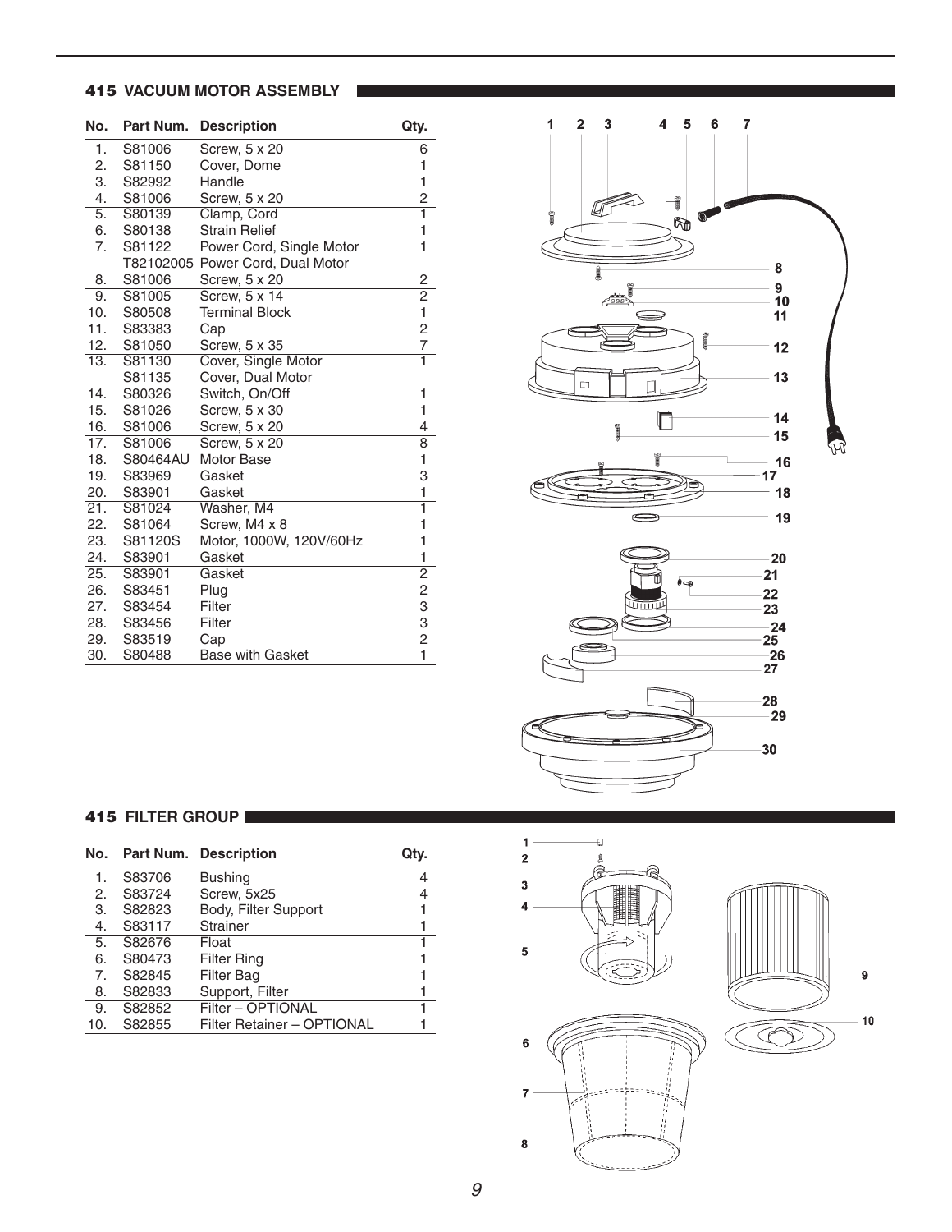## 415 VACUUM MOTOR ASSEMBLY

| No. | Part Num. | Description | Qty. |
|---|---|---|---|
| 1. | S81006 | Screw, 5 x 20 | 6 |
| 2. | S81150 | Cover, Dome | 1 |
| 3. | S82992 | Handle | 1 |
| 4. | S81006 | Screw, 5 x 20 | 2 |
| 5. | S80139 | Clamp, Cord | 1 |
| 6. | S80138 | Strain Relief | 1 |
| 7. | S81122 | Power Cord, Single Motor | 1 |
| | T82102005 | Power Cord, Dual Motor | |
| 8. | S81006 | Screw, 5 x 20 | 2 |
| 9. | S81005 | Screw, 5 x 14 | 2 |
| 10. | S80508 | Terminal Block | 1 |
| 11. | S83383 | Cap | 2 |
| 12. | S81050 | Screw, 5 x 35 | 7 |
| 13. | S81130 | Cover, Single Motor | 1 |
| | S81135 | Cover, Dual Motor | |
| 14. | S80326 | Switch, On/Off | 1 |
| 15. | S81026 | Screw, 5 x 30 | 1 |
| 16. | S81006 | Screw, 5 x 20 | 4 |
| 17. | S81006 | Screw, 5 x 20 | 8 |
| 18. | S80464AU | Motor Base | 1 |
| 19. | S83969 | Gasket | 3 |
| 20. | S83901 | Gasket | 1 |
| 21. | S81024 | Washer, M4 | 1 |
| 22. | S81064 | Screw, M4 x 8 | 1 |
| 23. | S81120S | Motor, 1000W, 120V/60Hz | 1 |
| 24. | S83901 | Gasket | 1 |
| 25. | S83901 | Gasket | 2 |
| 26. | S83451 | Plug | 2 |
| 27. | S83454 | Filter | 3 |
| 28. | S83456 | Filter | 3 |
| 29. | S83519 | Cap | 2 |
| 30. | S80488 | Base with Gasket | 1 |

## 415 FILTER GROUP

| No. | Part Num. | Description | Qty. |
|---|---|---|---|
| 1. | S83706 | Bushing | 4 |
| 2. | S83724 | Screw, 5x25 | 4 |
| 3. | S82823 | Body, Filter Support | 1 |
| 4. | S83117 | Strainer | 1 |
| 5. | S82676 | Float | 1 |
| 6. | S80473 | Filter Ring | 1 |
| 7. | S82845 | Filter Bag | 1 |
| 8. | S82833 | Support, Filter | 1 |
| 9. | S82852 | Filter – OPTIONAL | 1 |
| 10. | S82855 | Filter Retainer – OPTIONAL | 1 |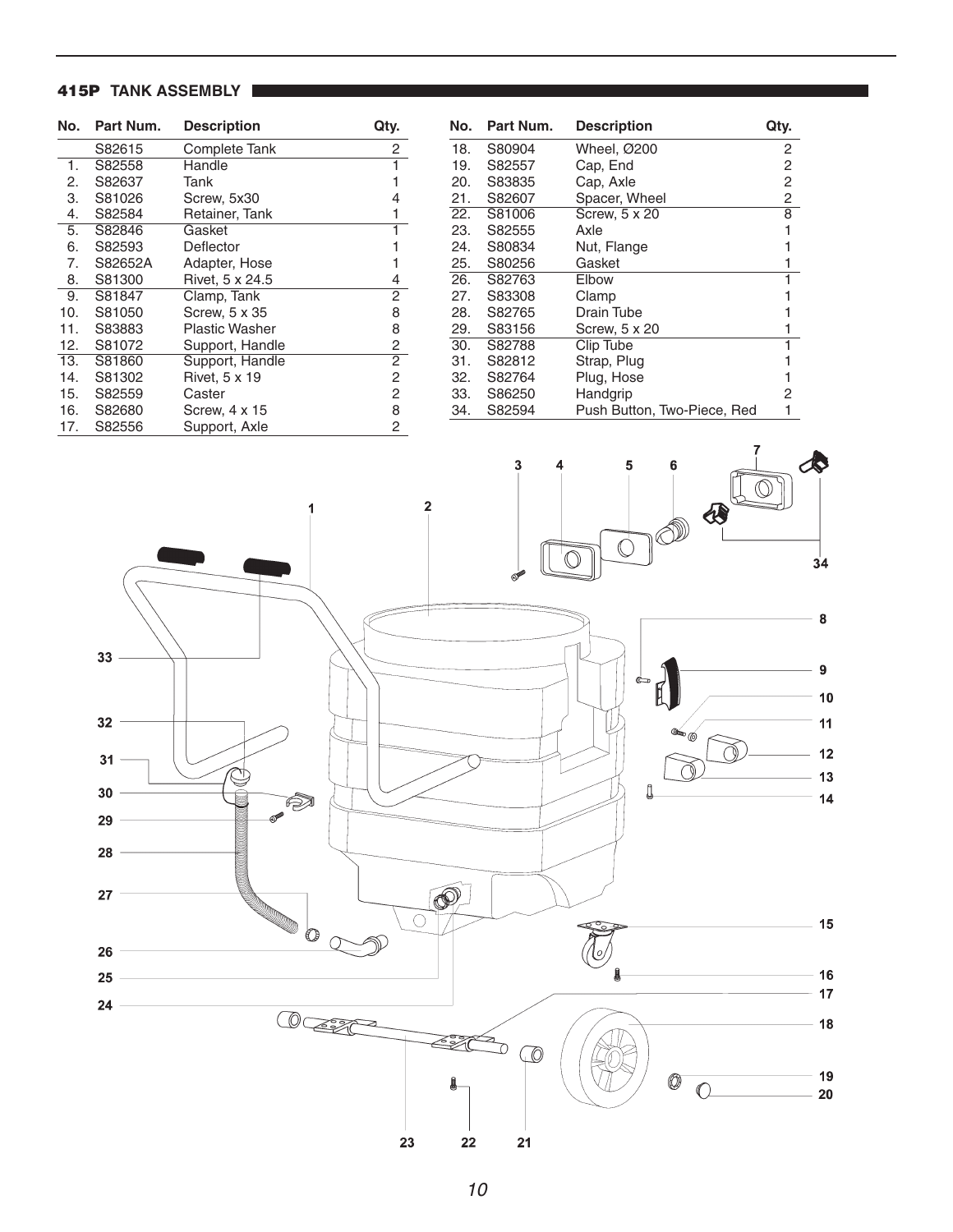## 415P TANK ASSEMBLY

| No. | Part Num. | Description | Qty. |
|---|---|---|---|
| | S82615 | Complete Tank | 2 |
| 1. | S82558 | Handle | 1 |
| 2. | S82637 | Tank | 1 |
| 3. | S81026 | Screw, 5x30 | 4 |
| 4. | S82584 | Retainer, Tank | 1 |
| 5. | S82846 | Gasket | 1 |
| 6. | S82593 | Deflector | 1 |
| 7. | S82652A | Adapter, Hose | 1 |
| 8. | S81300 | Rivet, 5 x 24.5 | 4 |
| 9. | S81847 | Clamp, Tank | 2 |
| 10. | S81050 | Screw, 5 x 35 | 8 |
| 11. | S83883 | Plastic Washer | 8 |
| 12. | S81072 | Support, Handle | 2 |
| 13. | S81860 | Support, Handle | 2 |
| 14. | S81302 | Rivet, 5 x 19 | 2 |
| 15. | S82559 | Caster | 2 |
| 16. | S82680 | Screw, 4 x 15 | 8 |
| 17. | S82556 | Support, Axle | 2 |
| 18. | S80904 | Wheel, Ø200 | 2 |
| 19. | S82557 | Cap, End | 2 |
| 20. | S83835 | Cap, Axle | 2 |
| 21. | S82607 | Spacer, Wheel | 2 |
| 22. | S81006 | Screw, 5 x 20 | 8 |
| 23. | S82555 | Axle | 1 |
| 24. | S80834 | Nut, Flange | 1 |
| 25. | S80256 | Gasket | 1 |
| 26. | S82763 | Elbow | 1 |
| 27. | S83308 | Clamp | 1 |
| 28. | S82765 | Drain Tube | 1 |
| 29. | S83156 | Screw, 5 x 20 | 1 |
| 30. | S82788 | Clip Tube | 1 |
| 31. | S82812 | Strap, Plug | 1 |
| 32. | S82764 | Plug, Hose | 1 |
| 33. | S86250 | Handgrip | 2 |
| 34. | S82594 | Push Button, Two-Piece, Red | 1 |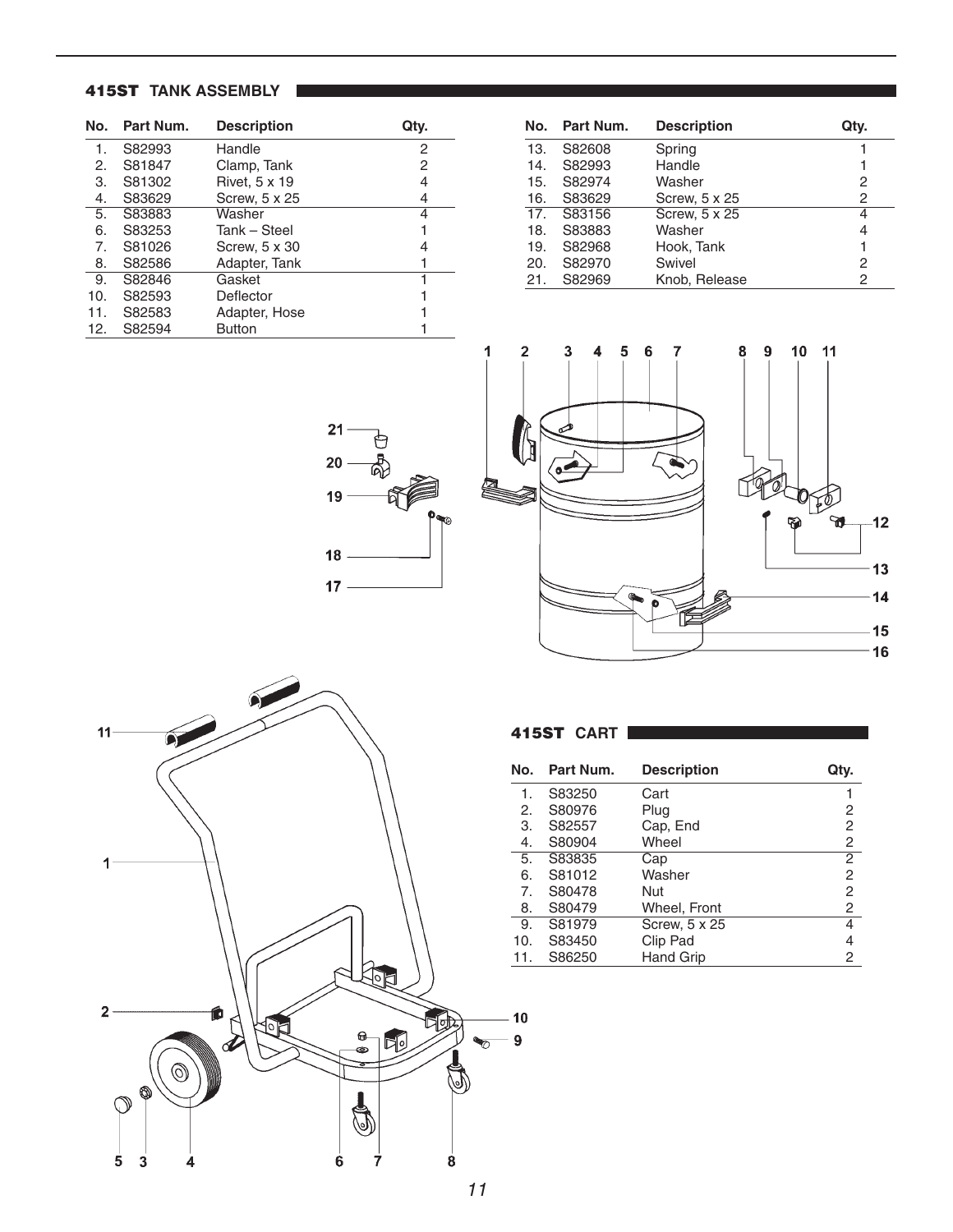## 415ST TANK ASSEMBLY

| No. | Part Num. | Description | Qty. |
|---|---|---|---|
| 1. | S82993 | Handle | 2 |
| 2. | S81847 | Clamp, Tank | 2 |
| 3. | S81302 | Rivet, 5 x 19 | 4 |
| 4. | S83629 | Screw, 5 x 25 | 4 |
| 5. | S83883 | Washer | 4 |
| 6. | S83253 | Tank – Steel | 1 |
| 7. | S81026 | Screw, 5 x 30 | 4 |
| 8. | S82586 | Adapter, Tank | 1 |
| 9. | S82846 | Gasket | 1 |
| 10. | S82593 | Deflector | 1 |
| 11. | S82583 | Adapter, Hose | 1 |
| 12. | S82594 | Button | 1 |
| 13. | S82608 | Spring | 1 |
| 14. | S82993 | Handle | 1 |
| 15. | S82974 | Washer | 2 |
| 16. | S83629 | Screw, 5 x 25 | 2 |
| 17. | S83156 | Screw, 5 x 25 | 4 |
| 18. | S83883 | Washer | 4 |
| 19. | S82968 | Hook, Tank | 1 |
| 20. | S82970 | Swivel | 2 |
| 21. | S82969 | Knob, Release | 2 |

## 415ST CART

| No. | Part Num. | Description | Qty. |
|---|---|---|---|
| 1. | S83250 | Cart | 1 |
| 2. | S80976 | Plug | 2 |
| 3. | S82557 | Cap, End | 2 |
| 4. | S80904 | Wheel | 2 |
| 5. | S83835 | Cap | 2 |
| 6. | S81012 | Washer | 2 |
| 7. | S80478 | Nut | 2 |
| 8. | S80479 | Wheel, Front | 2 |
| 9. | S81979 | Screw, 5 x 25 | 4 |
| 10. | S83450 | Clip Pad | 4 |
| 11. | S86250 | Hand Grip | 2 |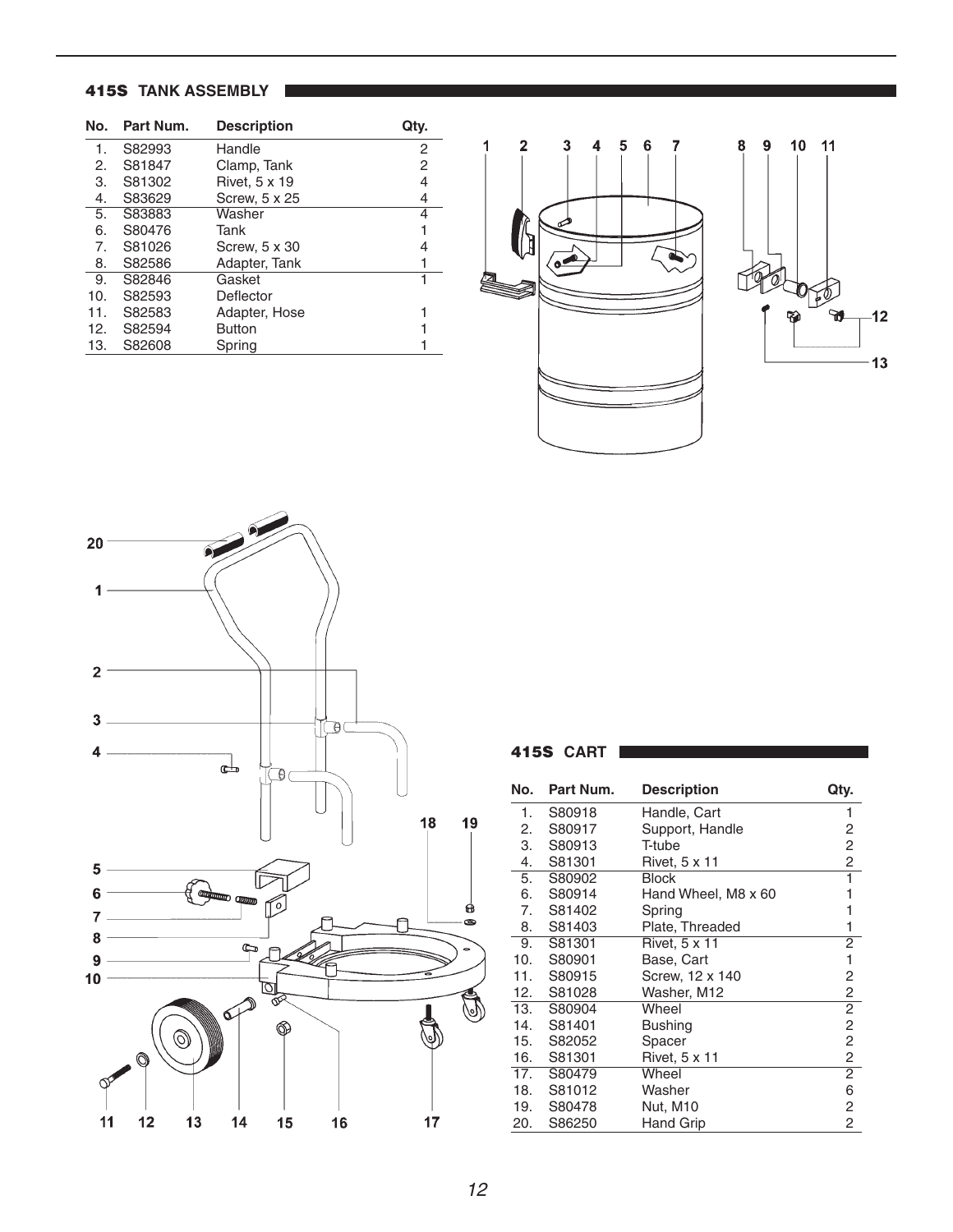## 415S TANK ASSEMBLY

| No. | Part Num. | Description | Qty. |
|---|---|---|---|
| 1. | S82993 | Handle | 2 |
| 2. | S81847 | Clamp, Tank | 2 |
| 3. | S81302 | Rivet, 5 x 19 | 4 |
| 4. | S83629 | Screw, 5 x 25 | 4 |
| 5. | S83883 | Washer | 4 |
| 6. | S80476 | Tank | 1 |
| 7. | S81026 | Screw, 5 x 30 | 4 |
| 8. | S82586 | Adapter, Tank | 1 |
| 9. | S82846 | Gasket | 1 |
| 10. | S82593 | Deflector | |
| 11. | S82583 | Adapter, Hose | 1 |
| 12. | S82594 | Button | 1 |
| 13. | S82608 | Spring | 1 |

## 415S CART

| No. | Part Num. | Description | Qty. |
|---|---|---|---|
| 1. | S80918 | Handle, Cart | 1 |
| 2. | S80917 | Support, Handle | 2 |
| 3. | S80913 | T-tube | 2 |
| 4. | S81301 | Rivet, 5 x 11 | 2 |
| 5. | S80902 | Block | 1 |
| 6. | S80914 | Hand Wheel, M8 x 60 | 1 |
| 7. | S81402 | Spring | 1 |
| 8. | S81403 | Plate, Threaded | 1 |
| 9. | S81301 | Rivet, 5 x 11 | 2 |
| 10. | S80901 | Base, Cart | 1 |
| 11. | S80915 | Screw, 12 x 140 | 2 |
| 12. | S81028 | Washer, M12 | 2 |
| 13. | S80904 | Wheel | 2 |
| 14. | S81401 | Bushing | 2 |
| 15. | S82052 | Spacer | 2 |
| 16. | S81301 | Rivet, 5 x 11 | 2 |
| 17. | S80479 | Wheel | 2 |
| 18. | S81012 | Washer | 6 |
| 19. | S80478 | Nut, M10 | 2 |
| 20. | S86250 | Hand Grip | 2 |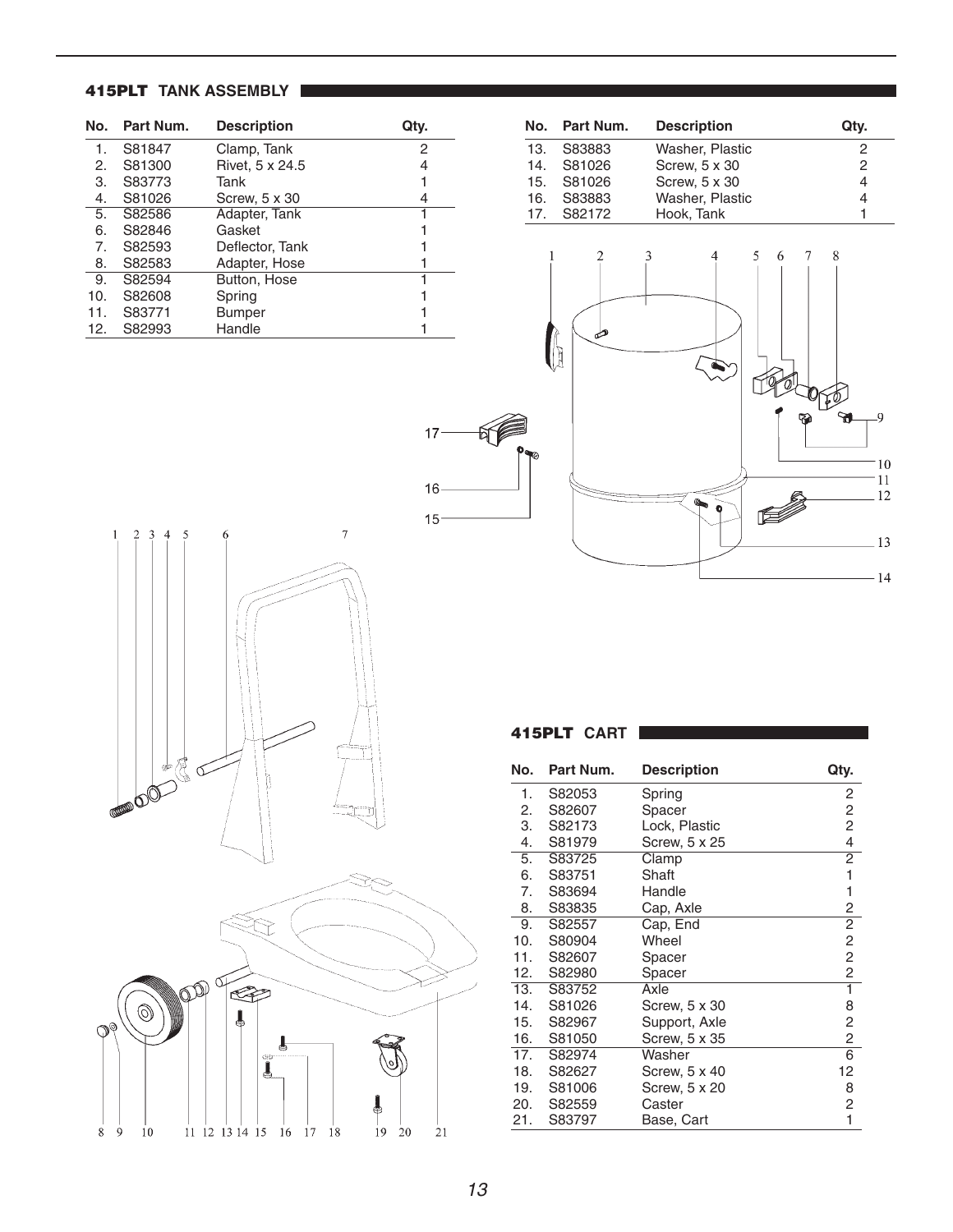## 415PLT TANK ASSEMBLY

| No. | Part Num. | Description | Qty. |
|---|---|---|---|
| 1. | S81847 | Clamp, Tank | 2 |
| 2. | S81300 | Rivet, 5 x 24.5 | 4 |
| 3. | S83773 | Tank | 1 |
| 4. | S81026 | Screw, 5 x 30 | 4 |
| 5. | S82586 | Adapter, Tank | 1 |
| 6. | S82846 | Gasket | 1 |
| 7. | S82593 | Deflector, Tank | 1 |
| 8. | S82583 | Adapter, Hose | 1 |
| 9. | S82594 | Button, Hose | 1 |
| 10. | S82608 | Spring | 1 |
| 11. | S83771 | Bumper | 1 |
| 12. | S82993 | Handle | 1 |
| 13. | S83883 | Washer, Plastic | 2 |
| 14. | S81026 | Screw, 5 x 30 | 2 |
| 15. | S81026 | Screw, 5 x 30 | 4 |
| 16. | S83883 | Washer, Plastic | 4 |
| 17. | S82172 | Hook, Tank | 1 |

## 415PLT CART

| No. | Part Num. | Description | Qty. |
|---|---|---|---|
| 1. | S82053 | Spring | 2 |
| 2. | S82607 | Spacer | 2 |
| 3. | S82173 | Lock, Plastic | 2 |
| 4. | S81979 | Screw, 5 x 25 | 4 |
| 5. | S83725 | Clamp | 2 |
| 6. | S83751 | Shaft | 1 |
| 7. | S83694 | Handle | 1 |
| 8. | S83835 | Cap, Axle | 2 |
| 9. | S82557 | Cap, End | 2 |
| 10. | S80904 | Wheel | 2 |
| 11. | S82607 | Spacer | 2 |
| 12. | S82980 | Spacer | 2 |
| 13. | S83752 | Axle | 1 |
| 14. | S81026 | Screw, 5 x 30 | 8 |
| 15. | S82967 | Support, Axle | 2 |
| 16. | S81050 | Screw, 5 x 35 | 2 |
| 17. | S82974 | Washer | 6 |
| 18. | S82627 | Screw, 5 x 40 | 12 |
| 19. | S81006 | Screw, 5 x 20 | 8 |
| 20. | S82559 | Caster | 2 |
| 21. | S83797 | Base, Cart | 1 |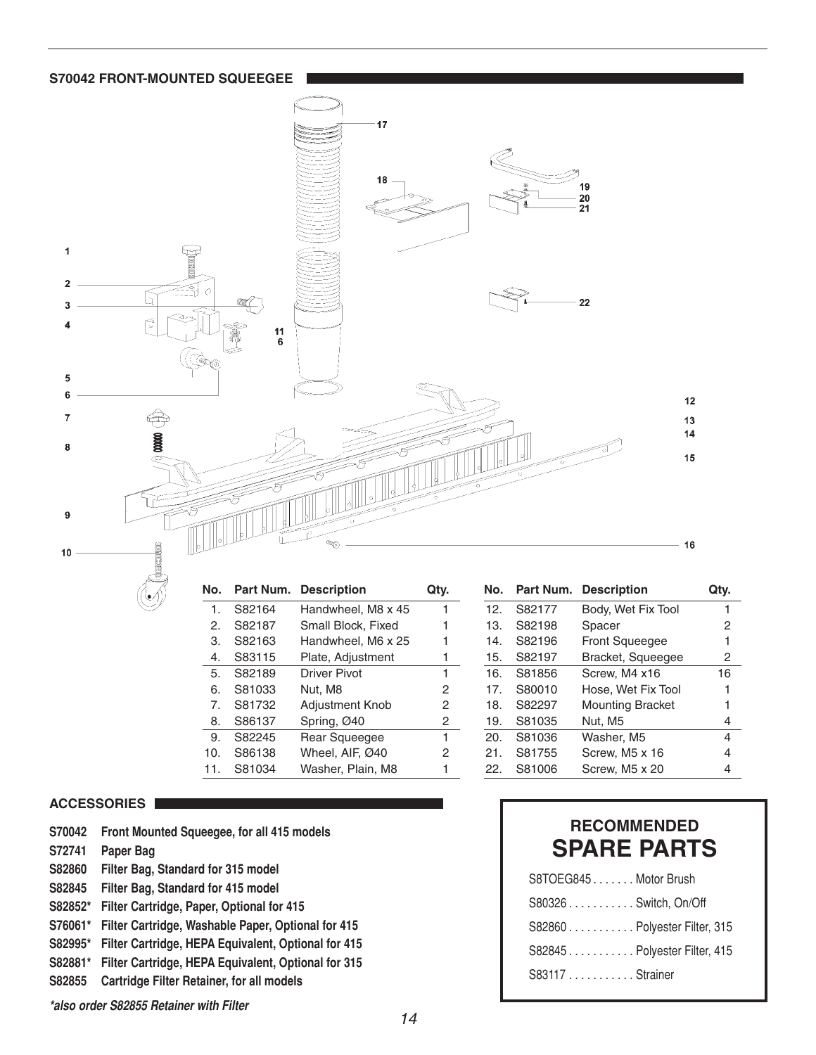## S70042 FRONT-MOUNTED SQUEEGEE

| No. | Part Num. | Description | Qty. |
|---|---|---|---|
| 1. | S82164 | Handwheel, M8 x 45 | 1 |
| 2. | S82187 | Small Block, Fixed | 1 |
| 3. | S82163 | Handwheel, M6 x 25 | 1 |
| 4. | S83115 | Plate, Adjustment | 1 |
| 5. | S82189 | Driver Pivot | 1 |
| 6. | S81033 | Nut, M8 | 2 |
| 7. | S81732 | Adjustment Knob | 2 |
| 8. | S86137 | Spring, Ø40 | 2 |
| 9. | S82245 | Rear Squeegee | 1 |
| 10. | S86138 | Wheel, AIF, Ø40 | 2 |
| 11. | S81034 | Washer, Plain, M8 | 1 |
| 12. | S82177 | Body, Wet Fix Tool | 1 |
| 13. | S82198 | Spacer | 2 |
| 14. | S82196 | Front Squeegee | 1 |
| 15. | S82197 | Bracket, Squeegee | 2 |
| 16. | S81856 | Screw, M4 x16 | 16 |
| 17. | S80010 | Hose, Wet Fix Tool | 1 |
| 18. | S82297 | Mounting Bracket | 1 |
| 19. | S81035 | Nut, M5 | 4 |
| 20. | S81036 | Washer, M5 | 4 |
| 21. | S81755 | Screw, M5 x 16 | 4 |
| 22. | S81006 | Screw, M5 x 20 | 4 |

## ACCESSORIES

**S70042** **Front Mounted Squeegee, for all 415 models**
**S72741** **Paper Bag**
**S82860** **Filter Bag, Standard for 315 model**
**S82845** **Filter Bag, Standard for 415 model**
**S82852*** **Filter Cartridge, Paper, Optional for 415**
**S76061*** **Filter Cartridge, Washable Paper, Optional for 415**
**S82995*** **Filter Cartridge, HEPA Equivalent, Optional for 415**
**S82881*** **Filter Cartridge, HEPA Equivalent, Optional for 315**
**S82855** **Cartridge Filter Retainer, for all models**

***also order S82855 Retainer with Filter***

## RECOMMENDED SPARE PARTS

S8TOEG845 . . . . . . . Motor Brush
S80326 . . . . . . . . . . . Switch, On/Off
S82860 . . . . . . . . . . . Polyester Filter, 315
S82845 . . . . . . . . . . . Polyester Filter, 415
S83117 . . . . . . . . . . . Strainer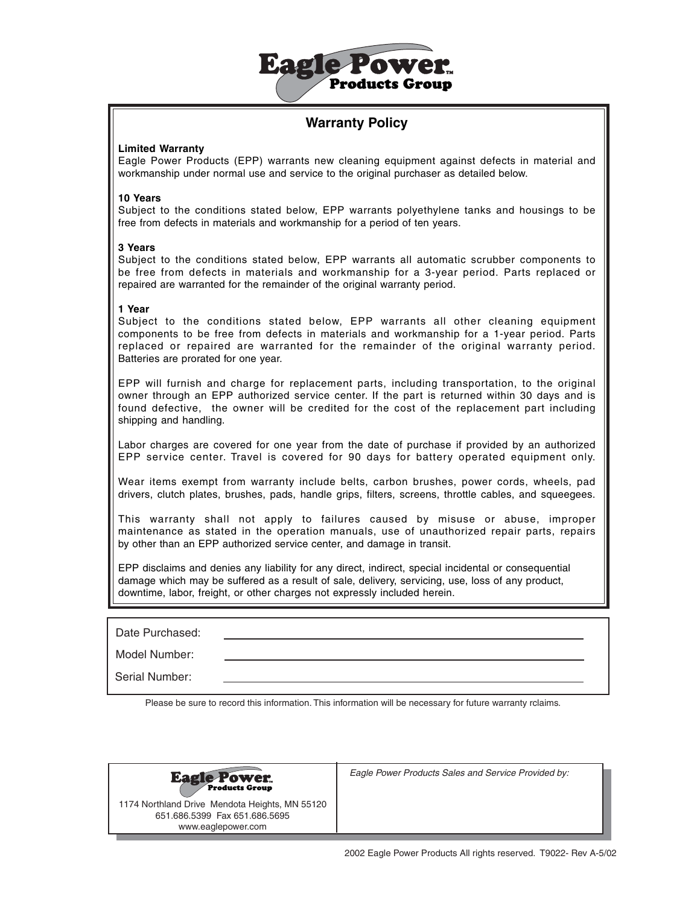Eagle Power™ Products Group

## Warranty Policy

**Limited Warranty**
Eagle Power Products (EPP) warrants new cleaning equipment against defects in material and workmanship under normal use and service to the original purchaser as detailed below.

**10 Years**
Subject to the conditions stated below, EPP warrants polyethylene tanks and housings to be free from defects in materials and workmanship for a period of ten years.

**3 Years**
Subject to the conditions stated below, EPP warrants all automatic scrubber components to be free from defects in materials and workmanship for a 3-year period. Parts replaced or repaired are warranted for the remainder of the original warranty period.

**1 Year**
Subject to the conditions stated below, EPP warrants all other cleaning equipment components to be free from defects in materials and workmanship for a 1-year period. Parts replaced or repaired are warranted for the remainder of the original warranty period. Batteries are prorated for one year.

EPP will furnish and charge for replacement parts, including transportation, to the original owner through an EPP authorized service center. If the part is returned within 30 days and is found defective, the owner will be credited for the cost of the replacement part including shipping and handling.

Labor charges are covered for one year from the date of purchase if provided by an authorized EPP service center. Travel is covered for 90 days for battery operated equipment only.

Wear items exempt from warranty include belts, carbon brushes, power cords, wheels, pad drivers, clutch plates, brushes, pads, handle grips, filters, screens, throttle cables, and squeegees.

This warranty shall not apply to failures caused by misuse or abuse, improper maintenance as stated in the operation manuals, use of unauthorized repair parts, repairs by other than an EPP authorized service center, and damage in transit.

EPP disclaims and denies any liability for any direct, indirect, special incidental or consequential damage which may be suffered as a result of sale, delivery, servicing, use, loss of any product, downtime, labor, freight, or other charges not expressly included herein.

Date Purchased: ____________________

Model Number: ____________________

Serial Number: ____________________

Please be sure to record this information. This information will be necessary for future warranty rclaims.

Eagle Power™ Products Group
1174 Northland Drive Mendota Heights, MN 55120
651.686.5399 Fax 651.686.5695
www.eaglepower.com

*Eagle Power Products Sales and Service Provided by:*

2002 Eagle Power Products All rights reserved. T9022- Rev A-5/02